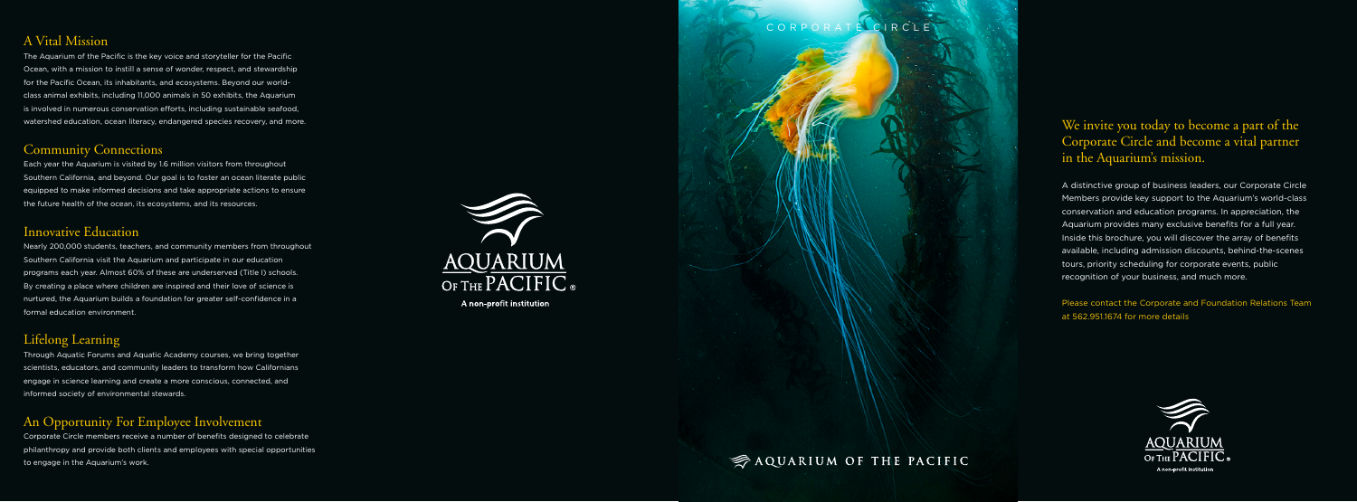## A Vital Mission

The Aquarium of the Pacific is the key voice and storyteller for the Pacific Ocean, with a mission to instill a sense of wonder, respect, and stewardship for the Pacific Ocean, its inhabitants, and ecosystems. Beyond our world-class animal exhibits, including 11,000 animals in 50 exhibits, the Aquarium is involved in numerous conservation efforts, including sustainable seafood, watershed education, ocean literacy, endangered species recovery, and more.

## Community Connections

Each year the Aquarium is visited by 1.6 million visitors from throughout Southern California, and beyond. Our goal is to foster an ocean literate public equipped to make informed decisions and take appropriate actions to ensure the future health of the ocean, its ecosystems, and its resources.

## Innovative Education

Nearly 200,000 students, teachers, and community members from throughout Southern California visit the Aquarium and participate in our education programs each year. Almost 60% of these are underserved (Title I) schools. By creating a place where children are inspired and their love of science is nurtured, the Aquarium builds a foundation for greater self-confidence in a formal education environment.

## Lifelong Learning

Through Aquatic Forums and Aquatic Academy courses, we bring together scientists, educators, and community leaders to transform how Californians engage in science learning and create a more conscious, connected, and informed society of environmental stewards.

## An Opportunity For Employee Involvement

Corporate Circle members receive a number of benefits designed to celebrate philanthropy and provide both clients and employees with special opportunities to engage in the Aquarium's work.

AQUARIUM OF THE PACIFIC®

A non-profit institution

CORPORATE CIRCLE

AQUARIUM OF THE PACIFIC

## We invite you today to become a part of the Corporate Circle and become a vital partner in the Aquarium's mission.

A distinctive group of business leaders, our Corporate Circle Members provide key support to the Aquarium's world-class conservation and education programs. In appreciation, the Aquarium provides many exclusive benefits for a full year. Inside this brochure, you will discover the array of benefits available, including admission discounts, behind-the-scenes tours, priority scheduling for corporate events, public recognition of your business, and much more.

Please contact the Corporate and Foundation Relations Team at 562.951.1674 for more details

AQUARIUM OF THE PACIFIC®

A non-profit institution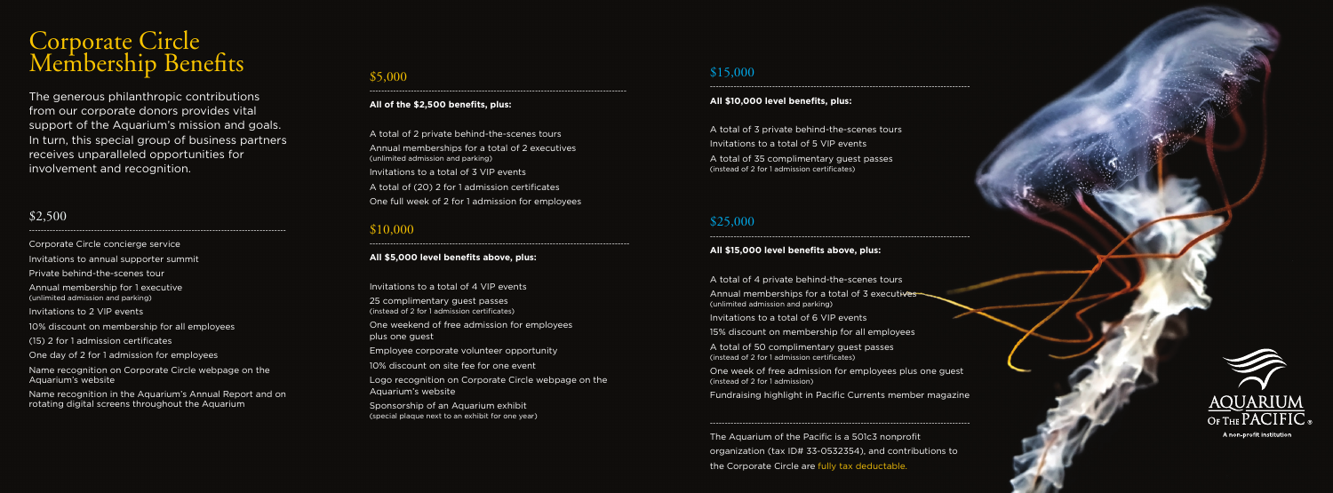# Corporate Circle Membership Benefits

The generous philanthropic contributions from our corporate donors provides vital support of the Aquarium's mission and goals. In turn, this special group of business partners receives unparalleled opportunities for involvement and recognition.

## $2,500

Corporate Circle concierge service

Invitations to annual supporter summit

Private behind-the-scenes tour

Annual membership for 1 executive
(unlimited admission and parking)

Invitations to 2 VIP events

10% discount on membership for all employees

(15) 2 for 1 admission certificates

One day of 2 for 1 admission for employees

Name recognition on Corporate Circle webpage on the Aquarium's website

Name recognition in the Aquarium's Annual Report and on rotating digital screens throughout the Aquarium

## $5,000

**All of the $2,500 benefits, plus:**

A total of 2 private behind-the-scenes tours

Annual memberships for a total of 2 executives
(unlimited admission and parking)

Invitations to a total of 3 VIP events

A total of (20) 2 for 1 admission certificates

One full week of 2 for 1 admission for employees

## $10,000

**All $5,000 level benefits above, plus:**

Invitations to a total of 4 VIP events

25 complimentary guest passes
(instead of 2 for 1 admission certificates)

One weekend of free admission for employees plus one guest

Employee corporate volunteer opportunity

10% discount on site fee for one event

Logo recognition on Corporate Circle webpage on the Aquarium's website

Sponsorship of an Aquarium exhibit
(special plaque next to an exhibit for one year)

## $15,000

**All $10,000 level benefits, plus:**

A total of 3 private behind-the-scenes tours

Invitations to a total of 5 VIP events

A total of 35 complimentary guest passes
(instead of 2 for 1 admission certificates)

## $25,000

**All $15,000 level benefits above, plus:**

A total of 4 private behind-the-scenes tours

Annual memberships for a total of 3 executives
(unlimited admission and parking)

Invitations to a total of 6 VIP events

15% discount on membership for all employees

A total of 50 complimentary guest passes
(instead of 2 for 1 admission certificates)

One week of free admission for employees plus one guest
(instead of 2 for 1 admission)

Fundraising highlight in Pacific Currents member magazine

The Aquarium of the Pacific is a 501c3 nonprofit organization (tax ID# 33-0532354), and contributions to the Corporate Circle are fully tax deductable.

AQUARIUM OF THE PACIFIC®
A non-profit institution